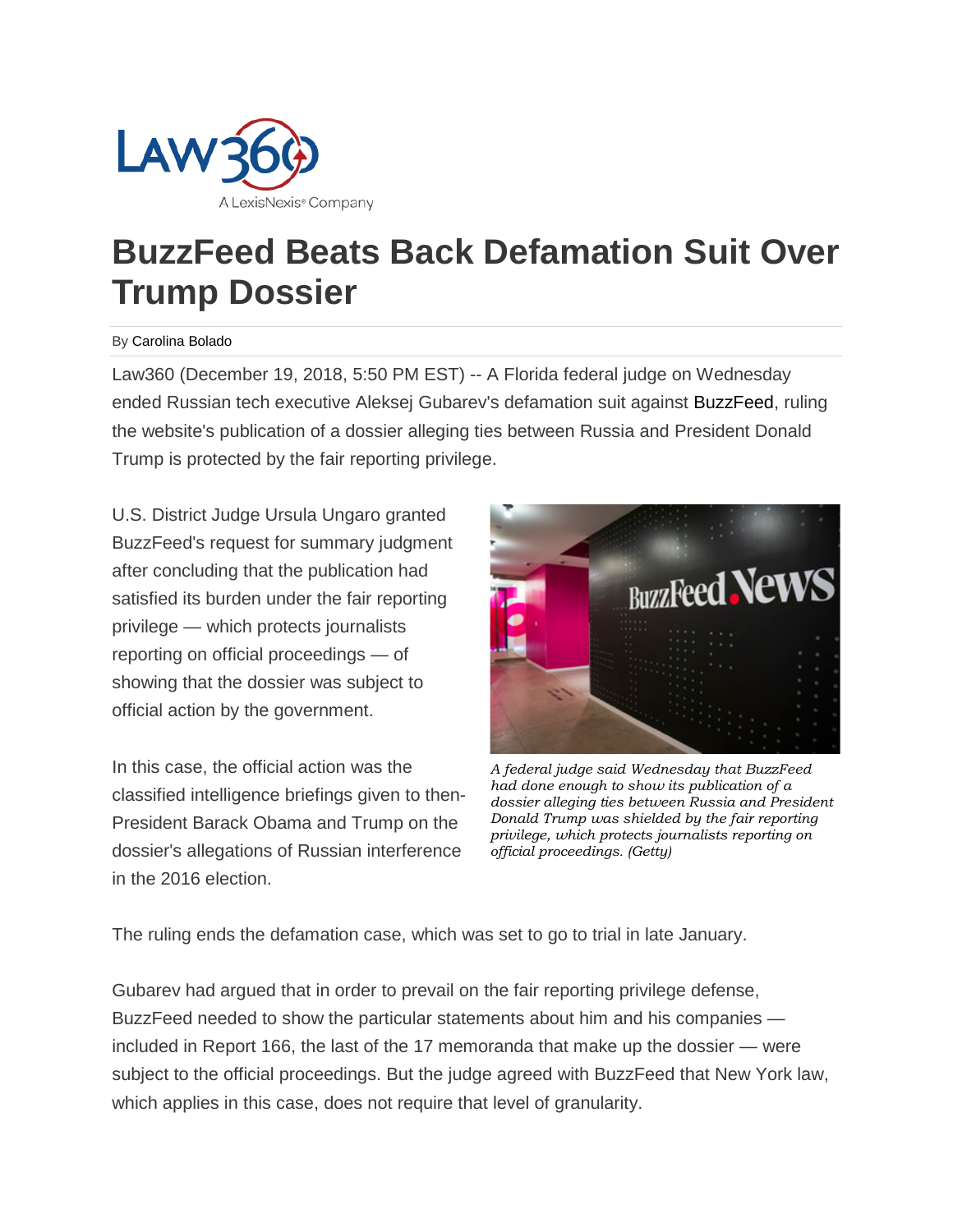# BuzzFeed Beats Back Defamation Suit Over Trump Dossier

By Carolina Bolado

Law360 (December 19, 2018, 5:50 PM EST) -- A Florida federal judge on Wednesday ended Russian tech executive Aleksej Gubarev's defamation suit against BuzzFeed, ruling the website's publication of a dossier alleging ties between Russia and President Donald Trump is protected by the fair reporting privilege.

U.S. District Judge Ursula Ungaro granted BuzzFeed's request for summary judgment after concluding that the publication had satisfied its burden under the fair reporting privilege — which protects journalists reporting on official proceedings — of showing that the dossier was subject to official action by the government.

*A federal judge said Wednesday that BuzzFeed had done enough to show its publication of a dossier alleging ties between Russia and President Donald Trump was shielded by the fair reporting privilege, which protects journalists reporting on official proceedings. (Getty)*

In this case, the official action was the classified intelligence briefings given to then-President Barack Obama and Trump on the dossier's allegations of Russian interference in the 2016 election.

The ruling ends the defamation case, which was set to go to trial in late January.

Gubarev had argued that in order to prevail on the fair reporting privilege defense, BuzzFeed needed to show the particular statements about him and his companies — included in Report 166, the last of the 17 memoranda that make up the dossier — were subject to the official proceedings. But the judge agreed with BuzzFeed that New York law, which applies in this case, does not require that level of granularity.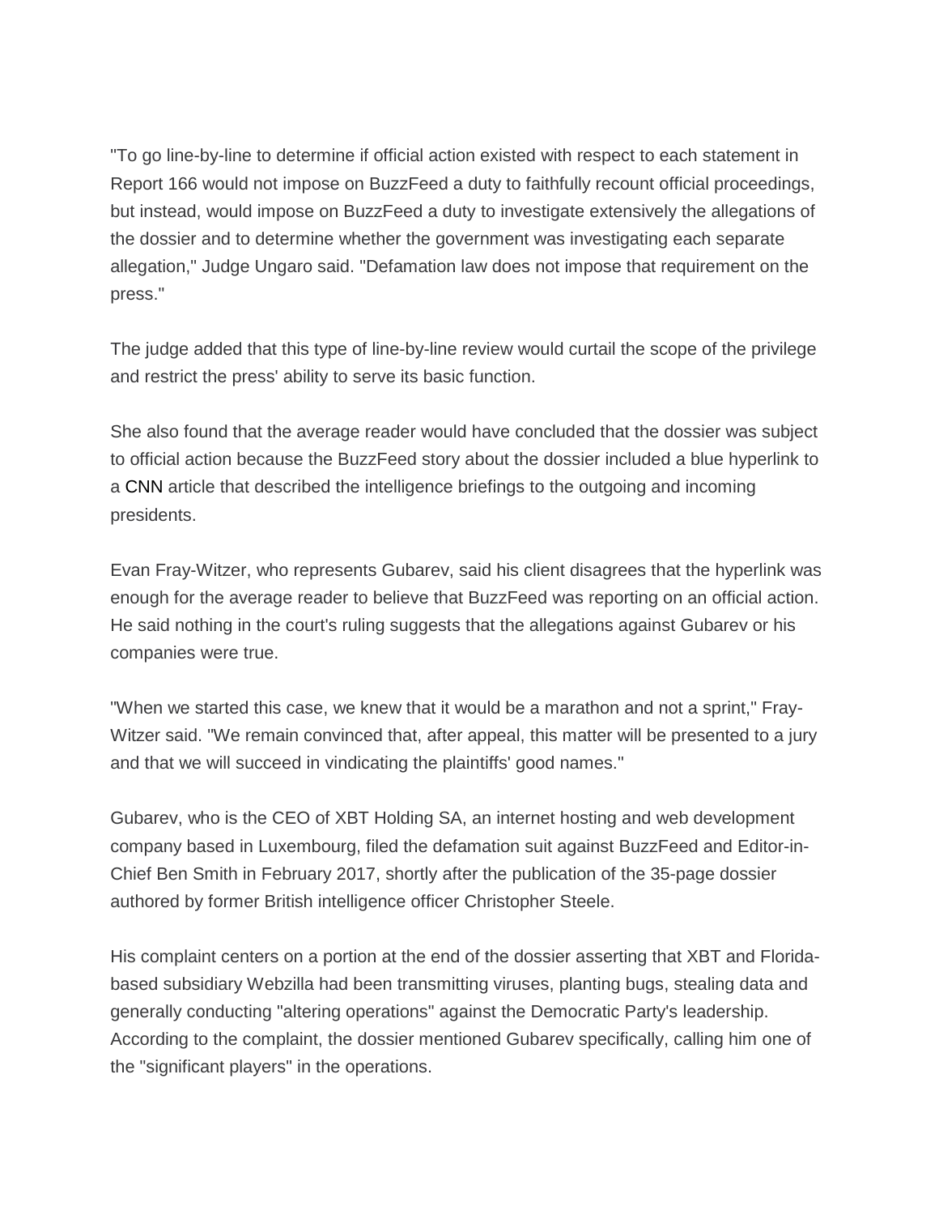"To go line-by-line to determine if official action existed with respect to each statement in Report 166 would not impose on BuzzFeed a duty to faithfully recount official proceedings, but instead, would impose on BuzzFeed a duty to investigate extensively the allegations of the dossier and to determine whether the government was investigating each separate allegation," Judge Ungaro said. "Defamation law does not impose that requirement on the press."

The judge added that this type of line-by-line review would curtail the scope of the privilege and restrict the press' ability to serve its basic function.

She also found that the average reader would have concluded that the dossier was subject to official action because the BuzzFeed story about the dossier included a blue hyperlink to a CNN article that described the intelligence briefings to the outgoing and incoming presidents.

Evan Fray-Witzer, who represents Gubarev, said his client disagrees that the hyperlink was enough for the average reader to believe that BuzzFeed was reporting on an official action. He said nothing in the court's ruling suggests that the allegations against Gubarev or his companies were true.

"When we started this case, we knew that it would be a marathon and not a sprint," Fray-Witzer said. "We remain convinced that, after appeal, this matter will be presented to a jury and that we will succeed in vindicating the plaintiffs' good names."

Gubarev, who is the CEO of XBT Holding SA, an internet hosting and web development company based in Luxembourg, filed the defamation suit against BuzzFeed and Editor-in-Chief Ben Smith in February 2017, shortly after the publication of the 35-page dossier authored by former British intelligence officer Christopher Steele.

His complaint centers on a portion at the end of the dossier asserting that XBT and Florida-based subsidiary Webzilla had been transmitting viruses, planting bugs, stealing data and generally conducting "altering operations" against the Democratic Party's leadership. According to the complaint, the dossier mentioned Gubarev specifically, calling him one of the "significant players" in the operations.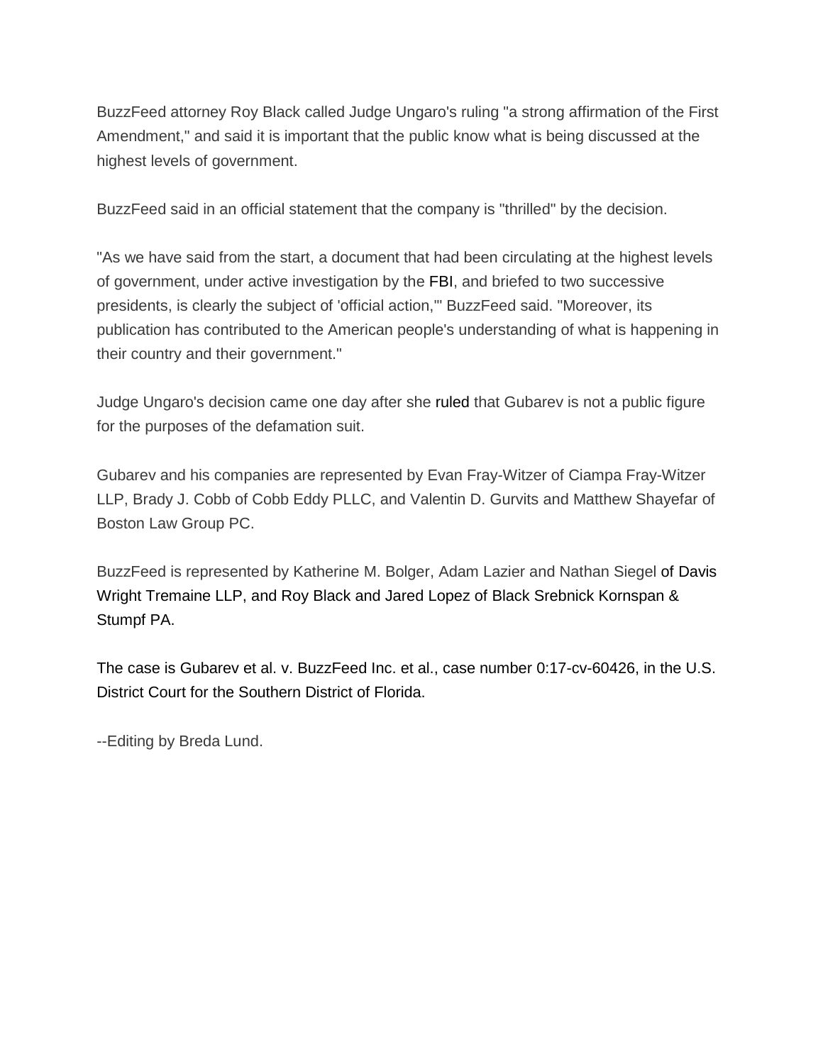BuzzFeed attorney Roy Black called Judge Ungaro's ruling "a strong affirmation of the First Amendment," and said it is important that the public know what is being discussed at the highest levels of government.

BuzzFeed said in an official statement that the company is "thrilled" by the decision.

"As we have said from the start, a document that had been circulating at the highest levels of government, under active investigation by the FBI, and briefed to two successive presidents, is clearly the subject of 'official action,'" BuzzFeed said. "Moreover, its publication has contributed to the American people's understanding of what is happening in their country and their government."

Judge Ungaro's decision came one day after she ruled that Gubarev is not a public figure for the purposes of the defamation suit.

Gubarev and his companies are represented by Evan Fray-Witzer of Ciampa Fray-Witzer LLP, Brady J. Cobb of Cobb Eddy PLLC, and Valentin D. Gurvits and Matthew Shayefar of Boston Law Group PC.

BuzzFeed is represented by Katherine M. Bolger, Adam Lazier and Nathan Siegel of Davis Wright Tremaine LLP, and Roy Black and Jared Lopez of Black Srebnick Kornspan & Stumpf PA.

The case is Gubarev et al. v. BuzzFeed Inc. et al., case number 0:17-cv-60426, in the U.S. District Court for the Southern District of Florida.

--Editing by Breda Lund.